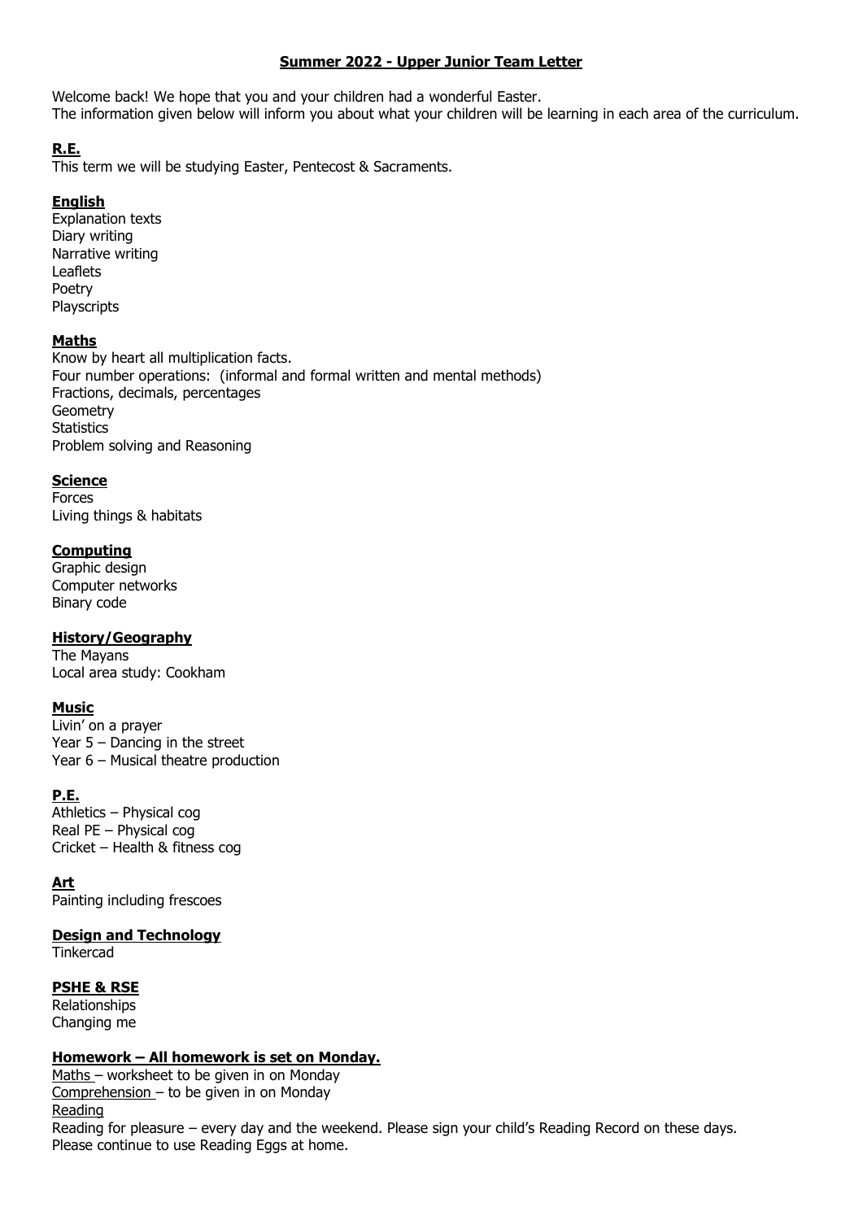# Summer 2022 - Upper Junior Team Letter

Welcome back! We hope that you and your children had a wonderful Easter.
The information given below will inform you about what your children will be learning in each area of the curriculum.

## R.E.

This term we will be studying Easter, Pentecost & Sacraments.

## English

Explanation texts
Diary writing
Narrative writing
Leaflets
Poetry
Playscripts

## Maths

Know by heart all multiplication facts.
Four number operations: (informal and formal written and mental methods)
Fractions, decimals, percentages
Geometry
Statistics
Problem solving and Reasoning

## Science

Forces
Living things & habitats

## Computing

Graphic design
Computer networks
Binary code

## History/Geography

The Mayans
Local area study: Cookham

## Music

Livin' on a prayer
Year 5 – Dancing in the street
Year 6 – Musical theatre production

## P.E.

Athletics – Physical cog
Real PE – Physical cog
Cricket – Health & fitness cog

## Art

Painting including frescoes

## Design and Technology

Tinkercad

## PSHE & RSE

Relationships
Changing me

## Homework – All homework is set on Monday.

Maths – worksheet to be given in on Monday
Comprehension – to be given in on Monday
Reading
Reading for pleasure – every day and the weekend. Please sign your child's Reading Record on these days.
Please continue to use Reading Eggs at home.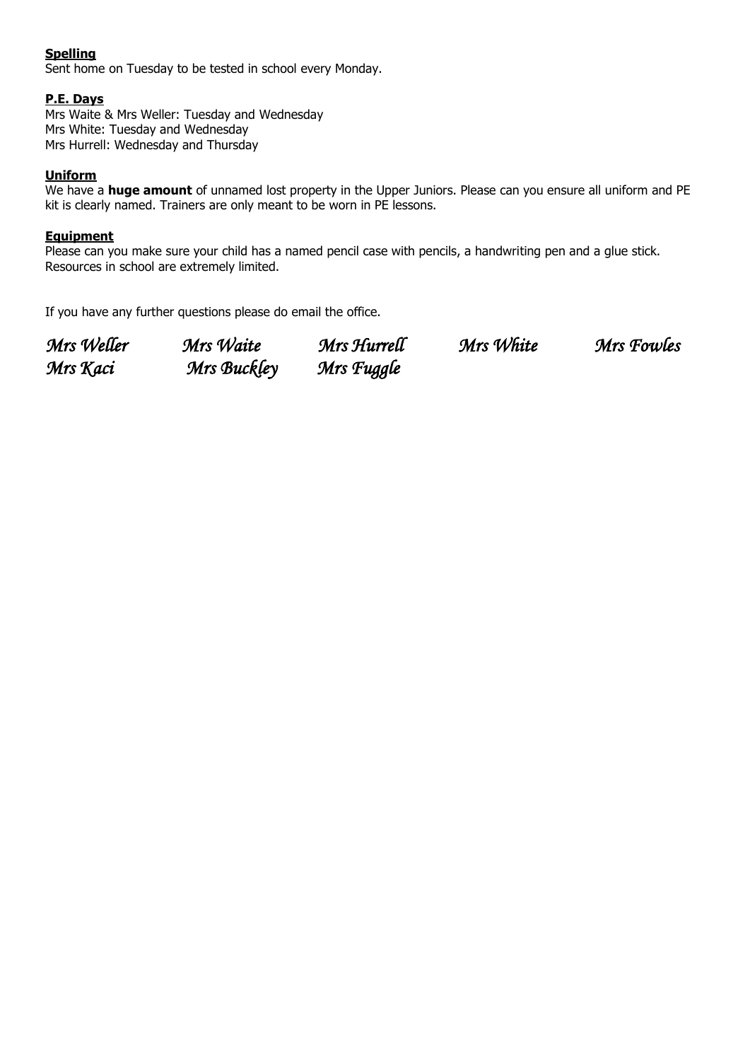**Spelling**

Sent home on Tuesday to be tested in school every Monday.

**P.E. Days**

Mrs Waite & Mrs Weller: Tuesday and Wednesday
Mrs White: Tuesday and Wednesday
Mrs Hurrell: Wednesday and Thursday

**Uniform**

We have a **huge amount** of unnamed lost property in the Upper Juniors. Please can you ensure all uniform and PE kit is clearly named. Trainers are only meant to be worn in PE lessons.

**Equipment**

Please can you make sure your child has a named pencil case with pencils, a handwriting pen and a glue stick. Resources in school are extremely limited.

If you have any further questions please do email the office.

*Mrs Weller    Mrs Waite    Mrs Hurrell    Mrs White    Mrs Fowles*
*Mrs Kaci    Mrs Buckley    Mrs Fuggle*